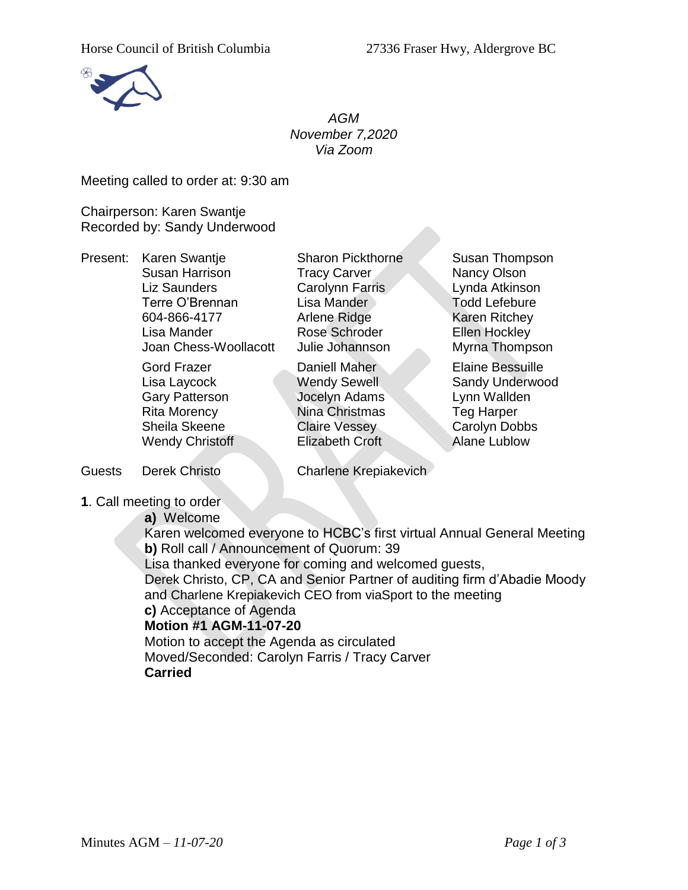Horse Council of British Columbia 27336 Fraser Hwy, Aldergrove BC

*AGM*
*November 7,2020*
*Via Zoom*

Meeting called to order at: 9:30 am

Chairperson: Karen Swantje
Recorded by: Sandy Underwood

| Present: | | | |
|---|---|---|---|
| | Karen Swantje | Sharon Pickthorne | Susan Thompson |
| | Susan Harrison | Tracy Carver | Nancy Olson |
| | Liz Saunders | Carolynn Farris | Lynda Atkinson |
| | Terre O'Brennan | Lisa Mander | Todd Lefebure |
| | 604-866-4177 | Arlene Ridge | Karen Ritchey |
| | Lisa Mander | Rose Schroder | Ellen Hockley |
| | Joan Chess-Woollacott | Julie Johannson | Myrna Thompson |
| | Gord Frazer | Daniell Maher | Elaine Bessuille |
| | Lisa Laycock | Wendy Sewell | Sandy Underwood |
| | Gary Patterson | Jocelyn Adams | Lynn Wallden |
| | Rita Morency | Nina Christmas | Teg Harper |
| | Sheila Skeene | Claire Vessey | Carolyn Dobbs |
| | Wendy Christoff | Elizabeth Croft | Alane Lublow |
| Guests | Derek Christo | Charlene Krepiakevich | |

**1**. Call meeting to order

**a)** Welcome
Karen welcomed everyone to HCBC's first virtual Annual General Meeting

**b)** Roll call / Announcement of Quorum: 39
Lisa thanked everyone for coming and welcomed guests,
Derek Christo, CP, CA and Senior Partner of auditing firm d'Abadie Moody and Charlene Krepiakevich CEO from viaSport to the meeting

**c)** Acceptance of Agenda

**Motion #1 AGM-11-07-20**
Motion to accept the Agenda as circulated
Moved/Seconded: Carolyn Farris / Tracy Carver
**Carried**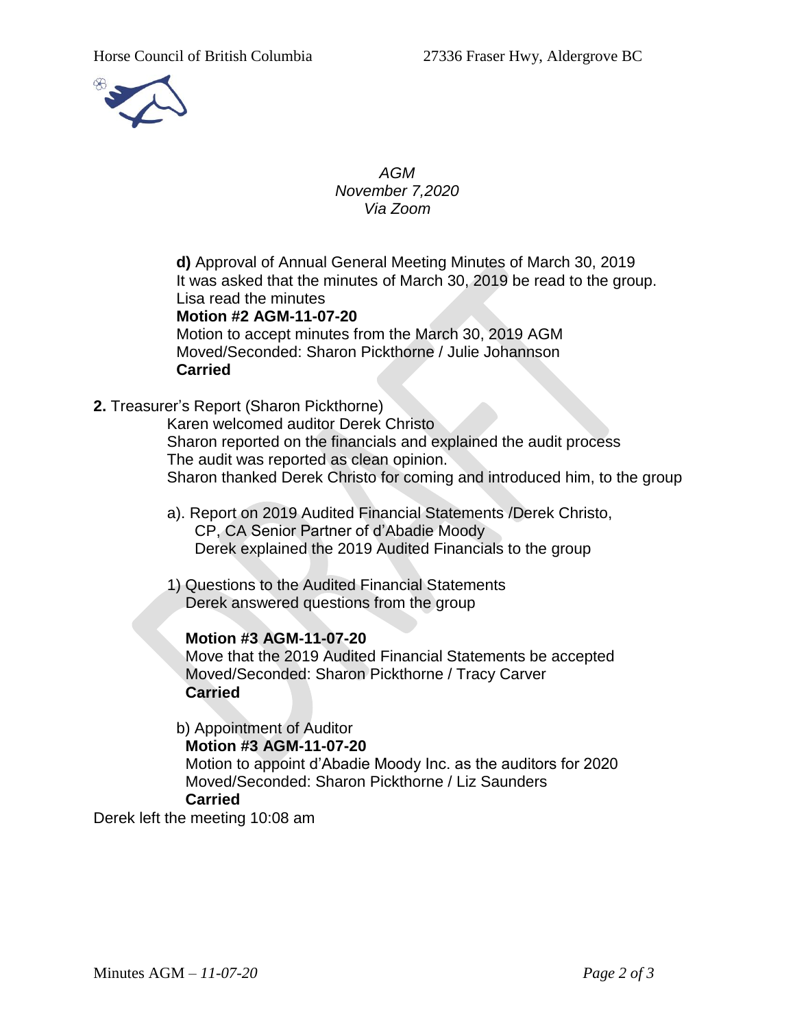*AGM*
*November 7,2020*
*Via Zoom*

**d)** Approval of Annual General Meeting Minutes of March 30, 2019
It was asked that the minutes of March 30, 2019 be read to the group.
Lisa read the minutes
**Motion #2 AGM-11-07-20**
Motion to accept minutes from the March 30, 2019 AGM
Moved/Seconded: Sharon Pickthorne / Julie Johannson
**Carried**

**2.** Treasurer's Report (Sharon Pickthorne)
Karen welcomed auditor Derek Christo
Sharon reported on the financials and explained the audit process
The audit was reported as clean opinion.
Sharon thanked Derek Christo for coming and introduced him, to the group

a). Report on 2019 Audited Financial Statements /Derek Christo, CP, CA Senior Partner of d'Abadie Moody
Derek explained the 2019 Audited Financials to the group

1) Questions to the Audited Financial Statements
Derek answered questions from the group

**Motion #3 AGM-11-07-20**
Move that the 2019 Audited Financial Statements be accepted
Moved/Seconded: Sharon Pickthorne / Tracy Carver
**Carried**

b) Appointment of Auditor
**Motion #3 AGM-11-07-20**
Motion to appoint d'Abadie Moody Inc. as the auditors for 2020
Moved/Seconded: Sharon Pickthorne / Liz Saunders
**Carried**

Derek left the meeting 10:08 am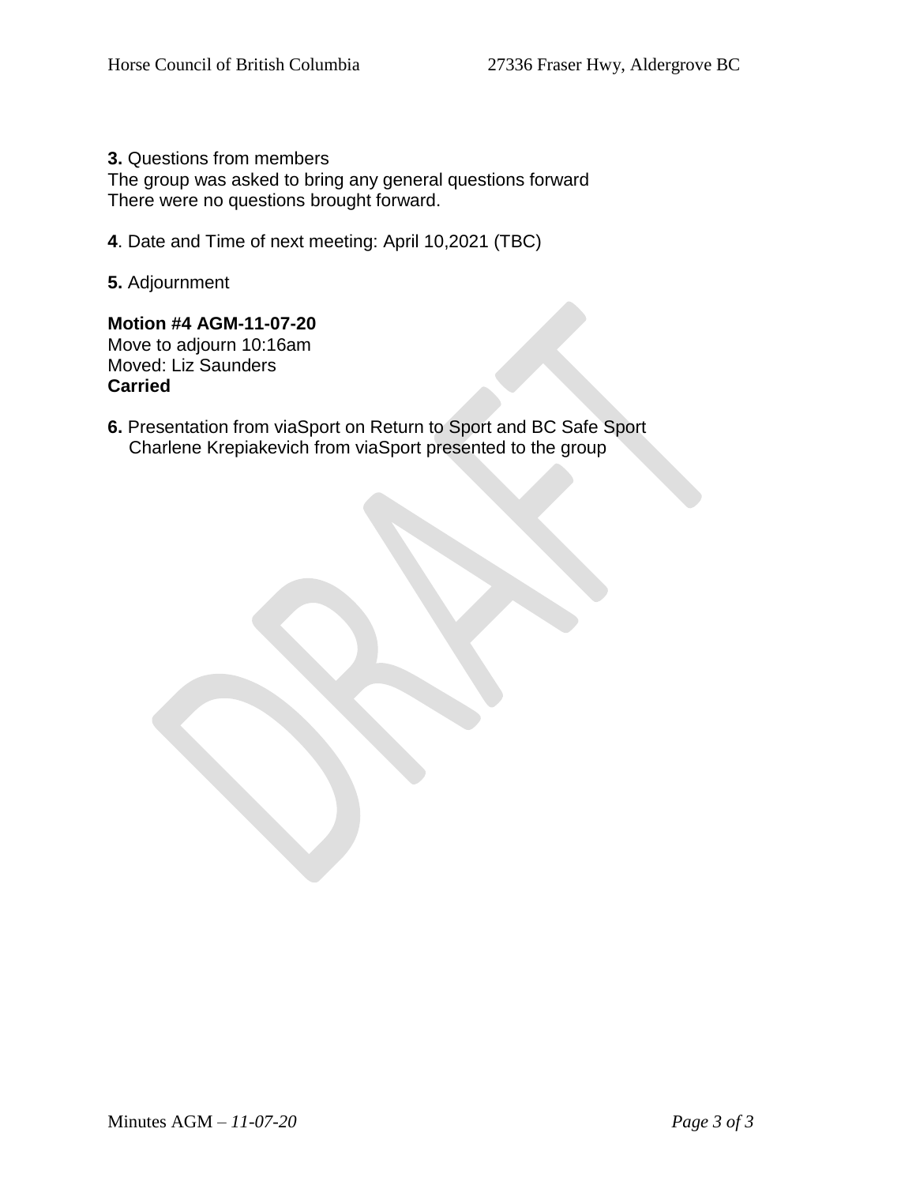**3.** Questions from members
The group was asked to bring any general questions forward
There were no questions brought forward.

**4**. Date and Time of next meeting: April 10,2021 (TBC)

**5.** Adjournment

**Motion #4 AGM-11-07-20**
Move to adjourn 10:16am
Moved: Liz Saunders
**Carried**

**6.** Presentation from viaSport on Return to Sport and BC Safe Sport
Charlene Krepiakevich from viaSport presented to the group